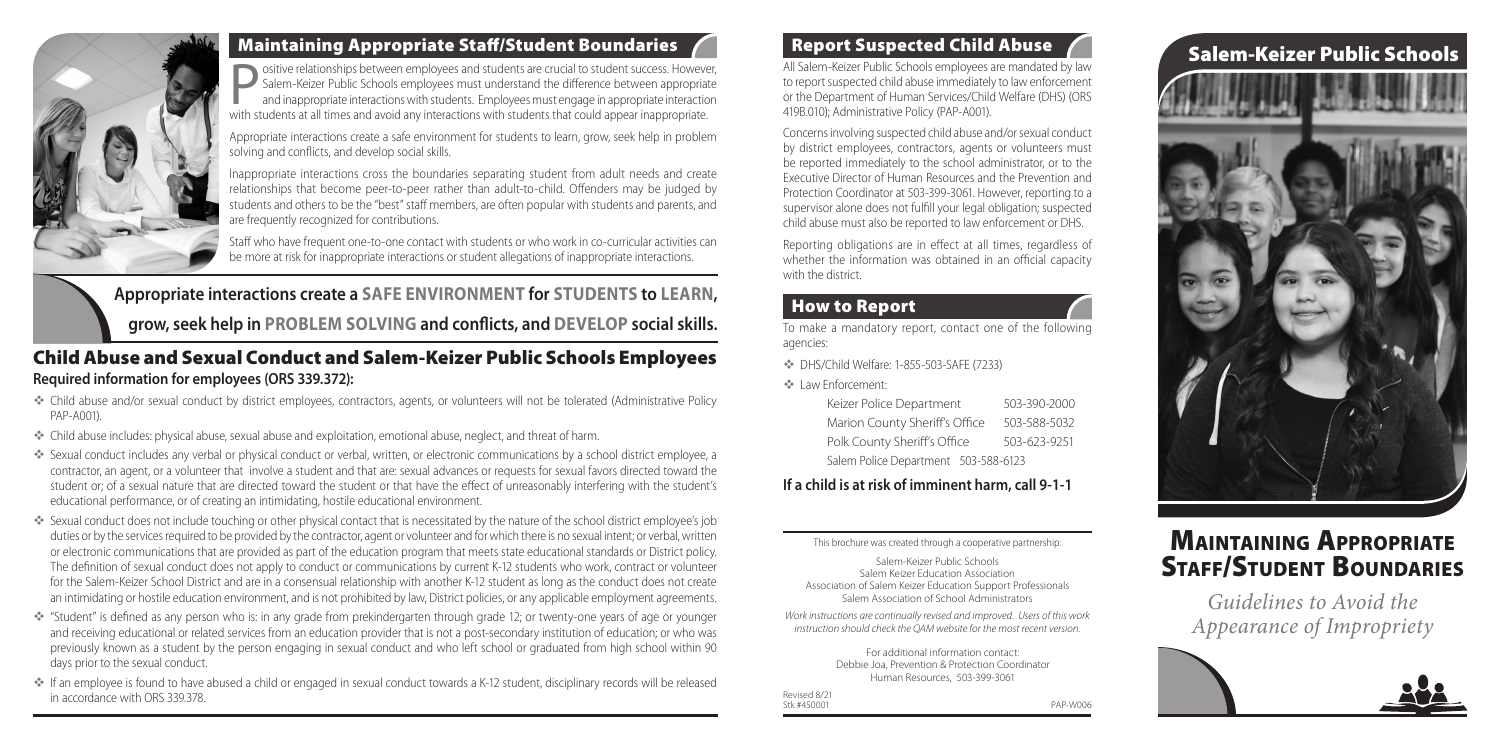## Maintaining Appropriate Staff/Student Boundaries

Positive relationships between employees and students are crucial to student success. However, Salem-Keizer Public Schools employees must understand the difference between appropriate and inappropriate interactions with students. Employees must engage in appropriate interaction with students at all times and avoid any interactions with students that could appear inappropriate.

Appropriate interactions create a safe environment for students to learn, grow, seek help in problem solving and conflicts, and develop social skills.

Inappropriate interactions cross the boundaries separating student from adult needs and create relationships that become peer-to-peer rather than adult-to-child. Offenders may be judged by students and others to be the "best" staff members, are often popular with students and parents, and are frequently recognized for contributions.

Staff who have frequent one-to-one contact with students or who work in co-curricular activities can be more at risk for inappropriate interactions or student allegations of inappropriate interactions.

**Appropriate interactions create a SAFE ENVIRONMENT for STUDENTS to LEARN, grow, seek help in PROBLEM SOLVING and conflicts, and DEVELOP social skills.**

## Child Abuse and Sexual Conduct and Salem-Keizer Public Schools Employees

**Required information for employees (ORS 339.372):**

- Child abuse and/or sexual conduct by district employees, contractors, agents, or volunteers will not be tolerated (Administrative Policy PAP-A001).
- Child abuse includes: physical abuse, sexual abuse and exploitation, emotional abuse, neglect, and threat of harm.
- Sexual conduct includes any verbal or physical conduct or verbal, written, or electronic communications by a school district employee, a contractor, an agent, or a volunteer that involve a student and that are: sexual advances or requests for sexual favors directed toward the student or; of a sexual nature that are directed toward the student or that have the effect of unreasonably interfering with the student's educational performance, or of creating an intimidating, hostile educational environment.
- Sexual conduct does not include touching or other physical contact that is necessitated by the nature of the school district employee's job duties or by the services required to be provided by the contractor, agent or volunteer and for which there is no sexual intent; or verbal, written or electronic communications that are provided as part of the education program that meets state educational standards or District policy. The definition of sexual conduct does not apply to conduct or communications by current K-12 students who work, contract or volunteer for the Salem-Keizer School District and are in a consensual relationship with another K-12 student as long as the conduct does not create an intimidating or hostile education environment, and is not prohibited by law, District policies, or any applicable employment agreements.
- "Student" is defined as any person who is: in any grade from prekindergarten through grade 12; or twenty-one years of age or younger and receiving educational or related services from an education provider that is not a post-secondary institution of education; or who was previously known as a student by the person engaging in sexual conduct and who left school or graduated from high school within 90 days prior to the sexual conduct.
- If an employee is found to have abused a child or engaged in sexual conduct towards a K-12 student, disciplinary records will be released in accordance with ORS 339.378.

## Report Suspected Child Abuse

All Salem-Keizer Public Schools employees are mandated by law to report suspected child abuse immediately to law enforcement or the Department of Human Services/Child Welfare (DHS) (ORS 419B.010); Administrative Policy (PAP-A001).

Concerns involving suspected child abuse and/or sexual conduct by district employees, contractors, agents or volunteers must be reported immediately to the school administrator, or to the Executive Director of Human Resources and the Prevention and Protection Coordinator at 503-399-3061. However, reporting to a supervisor alone does not fulfill your legal obligation; suspected child abuse must also be reported to law enforcement or DHS.

Reporting obligations are in effect at all times, regardless of whether the information was obtained in an official capacity with the district.

## How to Report

To make a mandatory report, contact one of the following agencies:

- DHS/Child Welfare: 1-855-503-SAFE (7233)
- Law Enforcement:

| | |
|---|---|
| Keizer Police Department | 503-390-2000 |
| Marion County Sheriff's Office | 503-588-5032 |
| Polk County Sheriff's Office | 503-623-9251 |
| Salem Police Department | 503-588-6123 |

**If a child is at risk of imminent harm, call 9-1-1**

This brochure was created through a cooperative partnership:

Salem-Keizer Public Schools
Salem Keizer Education Association
Association of Salem Keizer Education Support Professionals
Salem Association of School Administrators

*Work instructions are continually revised and improved. Users of this work instruction should check the QAM website for the most recent version.*

For additional information contact:
Debbie Joa, Prevention & Protection Coordinator
Human Resources, 503-399-3061

Revised 8/21
Stk #450001

PAP-W006

## Salem-Keizer Public Schools

# Maintaining Appropriate Staff/Student Boundaries

*Guidelines to Avoid the Appearance of Impropriety*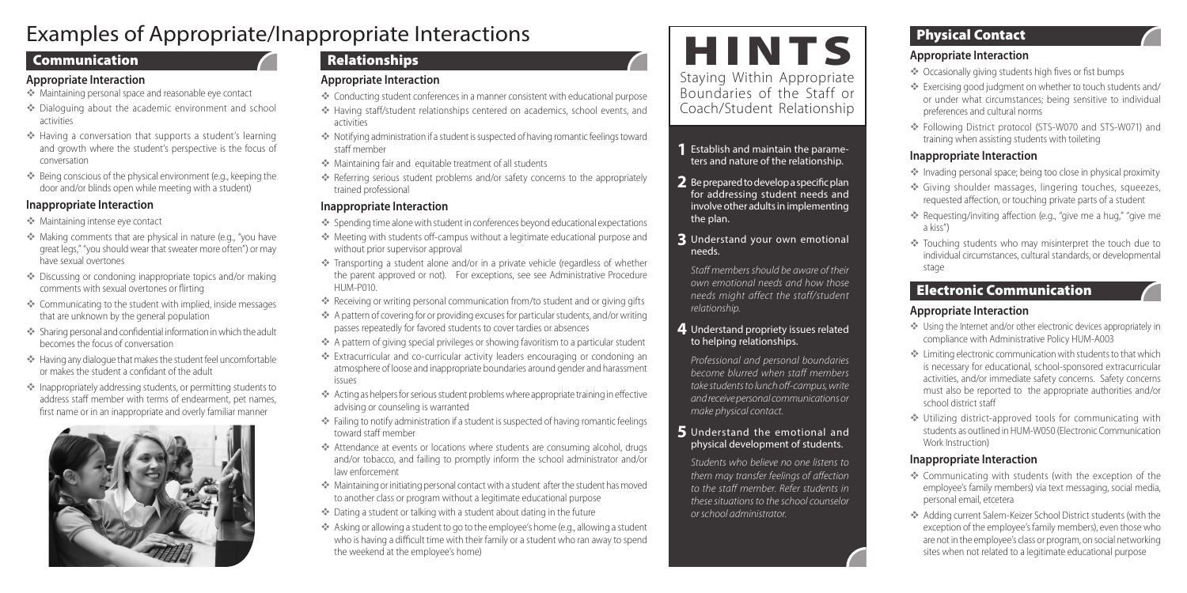# Examples of Appropriate/Inappropriate Interactions

## Communication

### Appropriate Interaction

- Maintaining personal space and reasonable eye contact
- Dialoguing about the academic environment and school activities
- Having a conversation that supports a student's learning and growth where the student's perspective is the focus of conversation
- Being conscious of the physical environment (e.g., keeping the door and/or blinds open while meeting with a student)

### Inappropriate Interaction

- Maintaining intense eye contact
- Making comments that are physical in nature (e.g., "you have great legs," "you should wear that sweater more often") or may have sexual overtones
- Discussing or condoning inappropriate topics and/or making comments with sexual overtones or flirting
- Communicating to the student with implied, inside messages that are unknown by the general population
- Sharing personal and confidential information in which the adult becomes the focus of conversation
- Having any dialogue that makes the student feel uncomfortable or makes the student a confidant of the adult
- Inappropriately addressing students, or permitting students to address staff member with terms of endearment, pet names, first name or in an inappropriate and overly familiar manner

## Relationships

### Appropriate Interaction

- Conducting student conferences in a manner consistent with educational purpose
- Having staff/student relationships centered on academics, school events, and activities
- Notifying administration if a student is suspected of having romantic feelings toward staff member
- Maintaining fair and equitable treatment of all students
- Referring serious student problems and/or safety concerns to the appropriately trained professional

### Inappropriate Interaction

- Spending time alone with student in conferences beyond educational expectations
- Meeting with students off-campus without a legitimate educational purpose and without prior supervisor approval
- Transporting a student alone and/or in a private vehicle (regardless of whether the parent approved or not). For exceptions, see see Administrative Procedure HUM-P010.
- Receiving or writing personal communication from/to student and or giving gifts
- A pattern of covering for or providing excuses for particular students, and/or writing passes repeatedly for favored students to cover tardies or absences
- A pattern of giving special privileges or showing favoritism to a particular student
- Extracurricular and co-curricular activity leaders encouraging or condoning an atmosphere of loose and inappropriate boundaries around gender and harassment issues
- Acting as helpers for serious student problems where appropriate training in effective advising or counseling is warranted
- Failing to notify administration if a student is suspected of having romantic feelings toward staff member
- Attendance at events or locations where students are consuming alcohol, drugs and/or tobacco, and failing to promptly inform the school administrator and/or law enforcement
- Maintaining or initiating personal contact with a student after the student has moved to another class or program without a legitimate educational purpose
- Dating a student or talking with a student about dating in the future
- Asking or allowing a student to go to the employee's home (e.g., allowing a student who is having a difficult time with their family or a student who ran away to spend the weekend at the employee's home)

# HINTS

Staying Within Appropriate Boundaries of the Staff or Coach/Student Relationship

**1** Establish and maintain the parameters and nature of the relationship.

**2** Be prepared to develop a specific plan for addressing student needs and involve other adults in implementing the plan.

**3** Understand your own emotional needs.

*Staff members should be aware of their own emotional needs and how those needs might affect the staff/student relationship.*

**4** Understand propriety issues related to helping relationships.

*Professional and personal boundaries become blurred when staff members take students to lunch off-campus, write and receive personal communications or make physical contact.*

**5** Understand the emotional and physical development of students.

*Students who believe no one listens to them may transfer feelings of affection to the staff member. Refer students in these situations to the school counselor or school administrator.*

## Physical Contact

### Appropriate Interaction

- Occasionally giving students high fives or fist bumps
- Exercising good judgment on whether to touch students and/or under what circumstances; being sensitive to individual preferences and cultural norms
- Following District protocol (STS-W070 and STS-W071) and training when assisting students with toileting

### Inappropriate Interaction

- Invading personal space; being too close in physical proximity
- Giving shoulder massages, lingering touches, squeezes, requested affection, or touching private parts of a student
- Requesting/inviting affection (e.g., "give me a hug," "give me a kiss")
- Touching students who may misinterpret the touch due to individual circumstances, cultural standards, or developmental stage

## Electronic Communication

### Appropriate Interaction

- Using the Internet and/or other electronic devices appropriately in compliance with Administrative Policy HUM-A003
- Limiting electronic communication with students to that which is necessary for educational, school-sponsored extracurricular activities, and/or immediate safety concerns. Safety concerns must also be reported to the appropriate authorities and/or school district staff
- Utilizing district-approved tools for communicating with students as outlined in HUM-W050 (Electronic Communication Work Instruction)

### Inappropriate Interaction

- Communicating with students (with the exception of the employee's family members) via text messaging, social media, personal email, etcetera
- Adding current Salem-Keizer School District students (with the exception of the employee's family members), even those who are not in the employee's class or program, on social networking sites when not related to a legitimate educational purpose